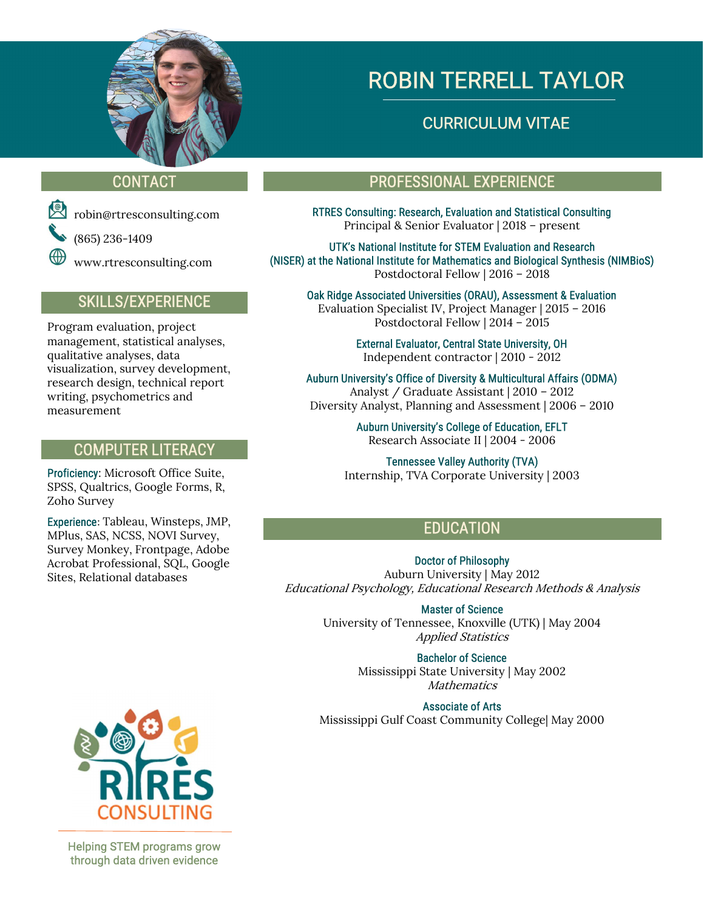# ROBIN TERRELL TAYLOR

## CURRICULUM VITAE

## CONTACT

robin@rtresconsulting.com

(865) 236-1409

www.rtresconsulting.com

## SKILLS/EXPERIENCE

Program evaluation, project management, statistical analyses, qualitative analyses, data visualization, survey development, research design, technical report writing, psychometrics and measurement

## COMPUTER LITERACY

**Proficiency:** Microsoft Office Suite, SPSS, Qualtrics, Google Forms, R, Zoho Survey

**Experience:** Tableau, Winsteps, JMP, MPlus, SAS, NCSS, NOVI Survey, Survey Monkey, Frontpage, Adobe Acrobat Professional, SQL, Google Sites, Relational databases

RTRES CONSULTING

Helping STEM programs grow through data driven evidence

## PROFESSIONAL EXPERIENCE

**RTRES Consulting: Research, Evaluation and Statistical Consulting**
Principal & Senior Evaluator | 2018 – present

**UTK's National Institute for STEM Evaluation and Research (NISER) at the National Institute for Mathematics and Biological Synthesis (NIMBioS)**
Postdoctoral Fellow | 2016 – 2018

**Oak Ridge Associated Universities (ORAU), Assessment & Evaluation**
Evaluation Specialist IV, Project Manager | 2015 – 2016
Postdoctoral Fellow | 2014 – 2015

**External Evaluator, Central State University, OH**
Independent contractor | 2010 - 2012

**Auburn University's Office of Diversity & Multicultural Affairs (ODMA)**
Analyst / Graduate Assistant | 2010 – 2012
Diversity Analyst, Planning and Assessment | 2006 – 2010

**Auburn University's College of Education, EFLT**
Research Associate II | 2004 - 2006

**Tennessee Valley Authority (TVA)**
Internship, TVA Corporate University | 2003

## EDUCATION

**Doctor of Philosophy**
Auburn University | May 2012
*Educational Psychology, Educational Research Methods & Analysis*

**Master of Science**
University of Tennessee, Knoxville (UTK) | May 2004
*Applied Statistics*

**Bachelor of Science**
Mississippi State University | May 2002
*Mathematics*

**Associate of Arts**
Mississippi Gulf Coast Community College| May 2000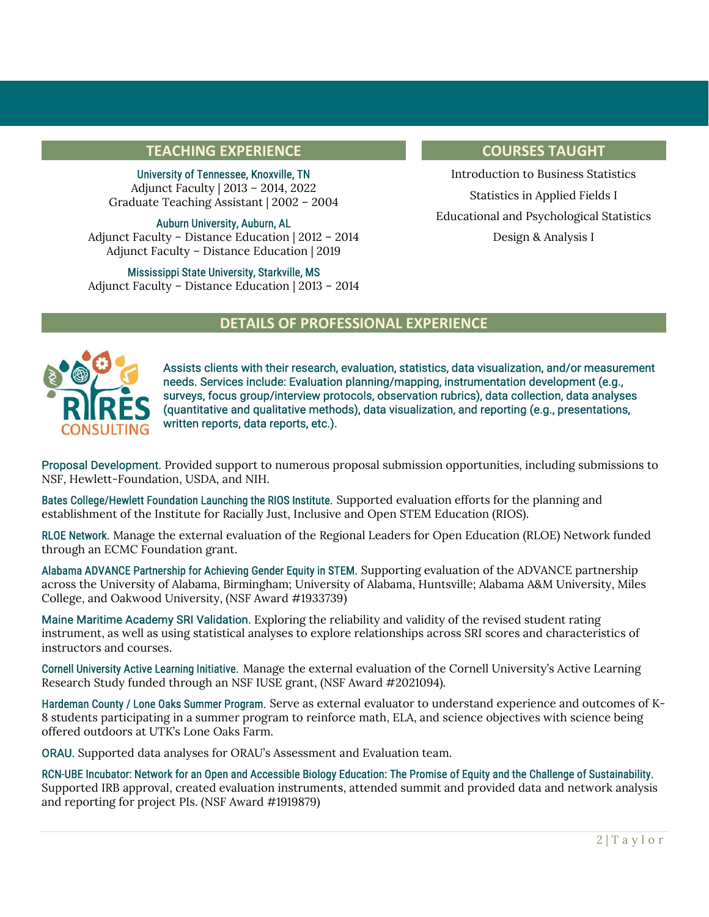## TEACHING EXPERIENCE

**University of Tennessee, Knoxville, TN**
Adjunct Faculty | 2013 – 2014, 2022
Graduate Teaching Assistant | 2002 – 2004

**Auburn University, Auburn, AL**
Adjunct Faculty – Distance Education | 2012 – 2014
Adjunct Faculty – Distance Education | 2019

**Mississippi State University, Starkville, MS**
Adjunct Faculty – Distance Education | 2013 – 2014

## COURSES TAUGHT

Introduction to Business Statistics

Statistics in Applied Fields I

Educational and Psychological Statistics

Design & Analysis I

## DETAILS OF PROFESSIONAL EXPERIENCE

RIRES CONSULTING

Assists clients with their research, evaluation, statistics, data visualization, and/or measurement needs. Services include: Evaluation planning/mapping, instrumentation development (e.g., surveys, focus group/interview protocols, observation rubrics), data collection, data analyses (quantitative and qualitative methods), data visualization, and reporting (e.g., presentations, written reports, data reports, etc.).

**Proposal Development.** Provided support to numerous proposal submission opportunities, including submissions to NSF, Hewlett-Foundation, USDA, and NIH.

**Bates College/Hewlett Foundation Launching the RIOS Institute.** Supported evaluation efforts for the planning and establishment of the Institute for Racially Just, Inclusive and Open STEM Education (RIOS).

**RLOE Network.** Manage the external evaluation of the Regional Leaders for Open Education (RLOE) Network funded through an ECMC Foundation grant.

**Alabama ADVANCE Partnership for Achieving Gender Equity in STEM.** Supporting evaluation of the ADVANCE partnership across the University of Alabama, Birmingham; University of Alabama, Huntsville; Alabama A&M University, Miles College, and Oakwood University, (NSF Award #1933739)

**Maine Maritime Academy SRI Validation.** Exploring the reliability and validity of the revised student rating instrument, as well as using statistical analyses to explore relationships across SRI scores and characteristics of instructors and courses.

**Cornell University Active Learning Initiative.** Manage the external evaluation of the Cornell University's Active Learning Research Study funded through an NSF IUSE grant, (NSF Award #2021094).

**Hardeman County / Lone Oaks Summer Program.** Serve as external evaluator to understand experience and outcomes of K-8 students participating in a summer program to reinforce math, ELA, and science objectives with science being offered outdoors at UTK's Lone Oaks Farm.

**ORAU.** Supported data analyses for ORAU's Assessment and Evaluation team.

**RCN-UBE Incubator: Network for an Open and Accessible Biology Education: The Promise of Equity and the Challenge of Sustainability.** Supported IRB approval, created evaluation instruments, attended summit and provided data and network analysis and reporting for project PIs. (NSF Award #1919879)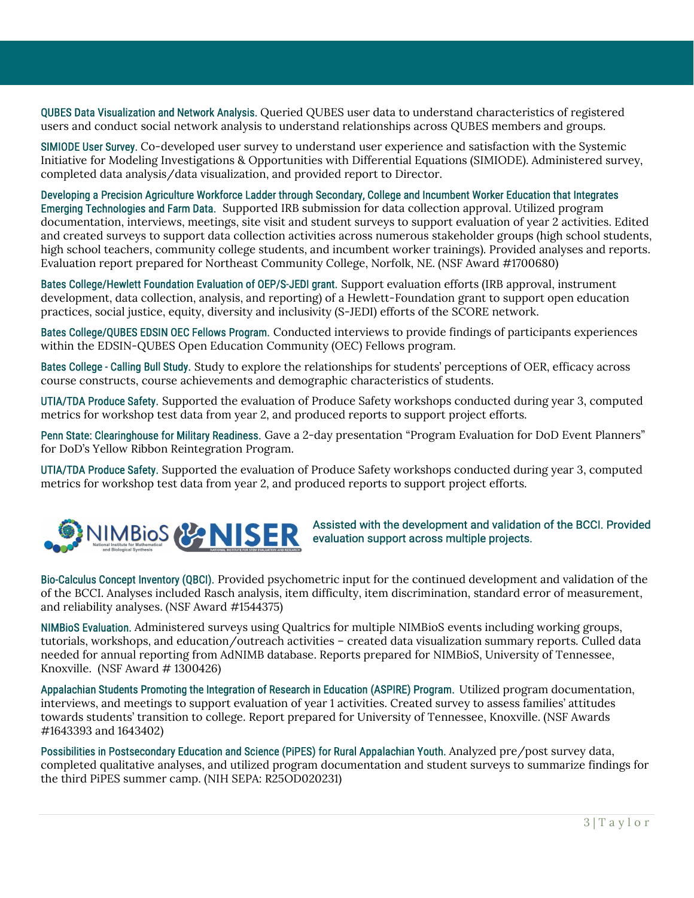**QUBES Data Visualization and Network Analysis.** Queried QUBES user data to understand characteristics of registered users and conduct social network analysis to understand relationships across QUBES members and groups.

**SIMIODE User Survey.** Co-developed user survey to understand user experience and satisfaction with the Systemic Initiative for Modeling Investigations & Opportunities with Differential Equations (SIMIODE). Administered survey, completed data analysis/data visualization, and provided report to Director.

**Developing a Precision Agriculture Workforce Ladder through Secondary, College and Incumbent Worker Education that Integrates Emerging Technologies and Farm Data.** Supported IRB submission for data collection approval. Utilized program documentation, interviews, meetings, site visit and student surveys to support evaluation of year 2 activities. Edited and created surveys to support data collection activities across numerous stakeholder groups (high school students, high school teachers, community college students, and incumbent worker trainings). Provided analyses and reports. Evaluation report prepared for Northeast Community College, Norfolk, NE. (NSF Award #1700680)

**Bates College/Hewlett Foundation Evaluation of OEP/S-JEDI grant.** Support evaluation efforts (IRB approval, instrument development, data collection, analysis, and reporting) of a Hewlett-Foundation grant to support open education practices, social justice, equity, diversity and inclusivity (S-JEDI) efforts of the SCORE network.

**Bates College/QUBES EDSIN OEC Fellows Program.** Conducted interviews to provide findings of participants experiences within the EDSIN-QUBES Open Education Community (OEC) Fellows program.

**Bates College - Calling Bull Study.** Study to explore the relationships for students' perceptions of OER, efficacy across course constructs, course achievements and demographic characteristics of students.

**UTIA/TDA Produce Safety.** Supported the evaluation of Produce Safety workshops conducted during year 3, computed metrics for workshop test data from year 2, and produced reports to support project efforts.

**Penn State: Clearinghouse for Military Readiness.** Gave a 2-day presentation "Program Evaluation for DoD Event Planners" for DoD's Yellow Ribbon Reintegration Program.

**UTIA/TDA Produce Safety.** Supported the evaluation of Produce Safety workshops conducted during year 3, computed metrics for workshop test data from year 2, and produced reports to support project efforts.

NIMBioS (National Institute for Mathematical and Biological Synthesis) | NISER (National Institute for STEM Evaluation and Research)

Assisted with the development and validation of the BCCI. Provided evaluation support across multiple projects.

**Bio-Calculus Concept Inventory (QBCI).** Provided psychometric input for the continued development and validation of the of the BCCI. Analyses included Rasch analysis, item difficulty, item discrimination, standard error of measurement, and reliability analyses. (NSF Award #1544375)

**NIMBioS Evaluation.** Administered surveys using Qualtrics for multiple NIMBioS events including working groups, tutorials, workshops, and education/outreach activities – created data visualization summary reports. Culled data needed for annual reporting from AdNIMB database. Reports prepared for NIMBioS, University of Tennessee, Knoxville. (NSF Award # 1300426)

**Appalachian Students Promoting the Integration of Research in Education (ASPIRE) Program.** Utilized program documentation, interviews, and meetings to support evaluation of year 1 activities. Created survey to assess families' attitudes towards students' transition to college. Report prepared for University of Tennessee, Knoxville. (NSF Awards #1643393 and 1643402)

**Possibilities in Postsecondary Education and Science (PiPES) for Rural Appalachian Youth.** Analyzed pre/post survey data, completed qualitative analyses, and utilized program documentation and student surveys to summarize findings for the third PiPES summer camp. (NIH SEPA: R25OD020231)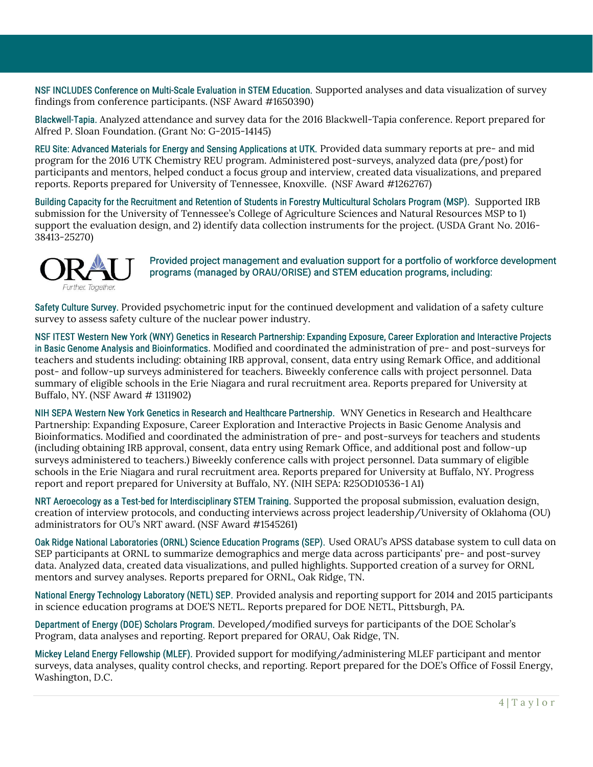**NSF INCLUDES Conference on Multi-Scale Evaluation in STEM Education.** Supported analyses and data visualization of survey findings from conference participants. (NSF Award #1650390)

**Blackwell-Tapia.** Analyzed attendance and survey data for the 2016 Blackwell-Tapia conference. Report prepared for Alfred P. Sloan Foundation. (Grant No: G-2015-14145)

**REU Site: Advanced Materials for Energy and Sensing Applications at UTK.** Provided data summary reports at pre- and mid program for the 2016 UTK Chemistry REU program. Administered post-surveys, analyzed data (pre/post) for participants and mentors, helped conduct a focus group and interview, created data visualizations, and prepared reports. Reports prepared for University of Tennessee, Knoxville. (NSF Award #1262767)

**Building Capacity for the Recruitment and Retention of Students in Forestry Multicultural Scholars Program (MSP).** Supported IRB submission for the University of Tennessee's College of Agriculture Sciences and Natural Resources MSP to 1) support the evaluation design, and 2) identify data collection instruments for the project. (USDA Grant No. 2016-38413-25270)

ORAU *Further. Together.*

**Provided project management and evaluation support for a portfolio of workforce development programs (managed by ORAU/ORISE) and STEM education programs, including:**

**Safety Culture Survey.** Provided psychometric input for the continued development and validation of a safety culture survey to assess safety culture of the nuclear power industry.

**NSF ITEST Western New York (WNY) Genetics in Research Partnership: Expanding Exposure, Career Exploration and Interactive Projects in Basic Genome Analysis and Bioinformatics.** Modified and coordinated the administration of pre- and post-surveys for teachers and students including: obtaining IRB approval, consent, data entry using Remark Office, and additional post- and follow-up surveys administered for teachers. Biweekly conference calls with project personnel. Data summary of eligible schools in the Erie Niagara and rural recruitment area. Reports prepared for University at Buffalo, NY. (NSF Award # 1311902)

**NIH SEPA Western New York Genetics in Research and Healthcare Partnership.** WNY Genetics in Research and Healthcare Partnership: Expanding Exposure, Career Exploration and Interactive Projects in Basic Genome Analysis and Bioinformatics. Modified and coordinated the administration of pre- and post-surveys for teachers and students (including obtaining IRB approval, consent, data entry using Remark Office, and additional post and follow-up surveys administered to teachers.) Biweekly conference calls with project personnel. Data summary of eligible schools in the Erie Niagara and rural recruitment area. Reports prepared for University at Buffalo, NY. Progress report and report prepared for University at Buffalo, NY. (NIH SEPA: R25OD10536-1 A1)

**NRT Aeroecology as a Test-bed for Interdisciplinary STEM Training.** Supported the proposal submission, evaluation design, creation of interview protocols, and conducting interviews across project leadership/University of Oklahoma (OU) administrators for OU's NRT award. (NSF Award #1545261)

**Oak Ridge National Laboratories (ORNL) Science Education Programs (SEP).** Used ORAU's APSS database system to cull data on SEP participants at ORNL to summarize demographics and merge data across participants' pre- and post-survey data. Analyzed data, created data visualizations, and pulled highlights. Supported creation of a survey for ORNL mentors and survey analyses. Reports prepared for ORNL, Oak Ridge, TN.

**National Energy Technology Laboratory (NETL) SEP.** Provided analysis and reporting support for 2014 and 2015 participants in science education programs at DOE'S NETL. Reports prepared for DOE NETL, Pittsburgh, PA.

**Department of Energy (DOE) Scholars Program.** Developed/modified surveys for participants of the DOE Scholar's Program, data analyses and reporting. Report prepared for ORAU, Oak Ridge, TN.

**Mickey Leland Energy Fellowship (MLEF).** Provided support for modifying/administering MLEF participant and mentor surveys, data analyses, quality control checks, and reporting. Report prepared for the DOE's Office of Fossil Energy, Washington, D.C.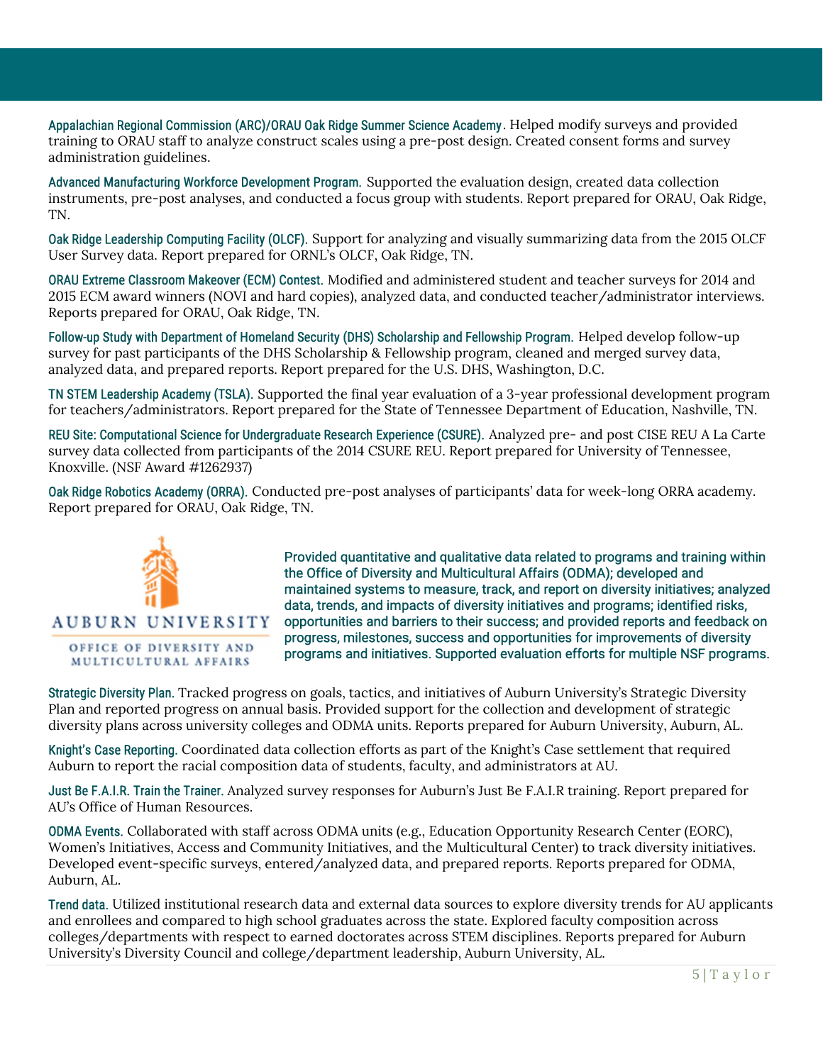**Appalachian Regional Commission (ARC)/ORAU Oak Ridge Summer Science Academy**. Helped modify surveys and provided training to ORAU staff to analyze construct scales using a pre-post design. Created consent forms and survey administration guidelines.

**Advanced Manufacturing Workforce Development Program.** Supported the evaluation design, created data collection instruments, pre-post analyses, and conducted a focus group with students. Report prepared for ORAU, Oak Ridge, TN.

**Oak Ridge Leadership Computing Facility (OLCF).** Support for analyzing and visually summarizing data from the 2015 OLCF User Survey data. Report prepared for ORNL's OLCF, Oak Ridge, TN.

**ORAU Extreme Classroom Makeover (ECM) Contest.** Modified and administered student and teacher surveys for 2014 and 2015 ECM award winners (NOVI and hard copies), analyzed data, and conducted teacher/administrator interviews. Reports prepared for ORAU, Oak Ridge, TN.

**Follow-up Study with Department of Homeland Security (DHS) Scholarship and Fellowship Program.** Helped develop follow-up survey for past participants of the DHS Scholarship & Fellowship program, cleaned and merged survey data, analyzed data, and prepared reports. Report prepared for the U.S. DHS, Washington, D.C.

**TN STEM Leadership Academy (TSLA).** Supported the final year evaluation of a 3-year professional development program for teachers/administrators. Report prepared for the State of Tennessee Department of Education, Nashville, TN.

**REU Site: Computational Science for Undergraduate Research Experience (CSURE).** Analyzed pre- and post CISE REU A La Carte survey data collected from participants of the 2014 CSURE REU. Report prepared for University of Tennessee, Knoxville. (NSF Award #1262937)

**Oak Ridge Robotics Academy (ORRA).** Conducted pre-post analyses of participants' data for week-long ORRA academy. Report prepared for ORAU, Oak Ridge, TN.

AUBURN UNIVERSITY
OFFICE OF DIVERSITY AND MULTICULTURAL AFFAIRS

Provided quantitative and qualitative data related to programs and training within the Office of Diversity and Multicultural Affairs (ODMA); developed and maintained systems to measure, track, and report on diversity initiatives; analyzed data, trends, and impacts of diversity initiatives and programs; identified risks, opportunities and barriers to their success; and provided reports and feedback on progress, milestones, success and opportunities for improvements of diversity programs and initiatives. Supported evaluation efforts for multiple NSF programs.

**Strategic Diversity Plan.** Tracked progress on goals, tactics, and initiatives of Auburn University's Strategic Diversity Plan and reported progress on annual basis. Provided support for the collection and development of strategic diversity plans across university colleges and ODMA units. Reports prepared for Auburn University, Auburn, AL.

**Knight's Case Reporting.** Coordinated data collection efforts as part of the Knight's Case settlement that required Auburn to report the racial composition data of students, faculty, and administrators at AU.

**Just Be F.A.I.R. Train the Trainer.** Analyzed survey responses for Auburn's Just Be F.A.I.R training. Report prepared for AU's Office of Human Resources.

**ODMA Events.** Collaborated with staff across ODMA units (e.g., Education Opportunity Research Center (EORC), Women's Initiatives, Access and Community Initiatives, and the Multicultural Center) to track diversity initiatives. Developed event-specific surveys, entered/analyzed data, and prepared reports. Reports prepared for ODMA, Auburn, AL.

**Trend data.** Utilized institutional research data and external data sources to explore diversity trends for AU applicants and enrollees and compared to high school graduates across the state. Explored faculty composition across colleges/departments with respect to earned doctorates across STEM disciplines. Reports prepared for Auburn University's Diversity Council and college/department leadership, Auburn University, AL.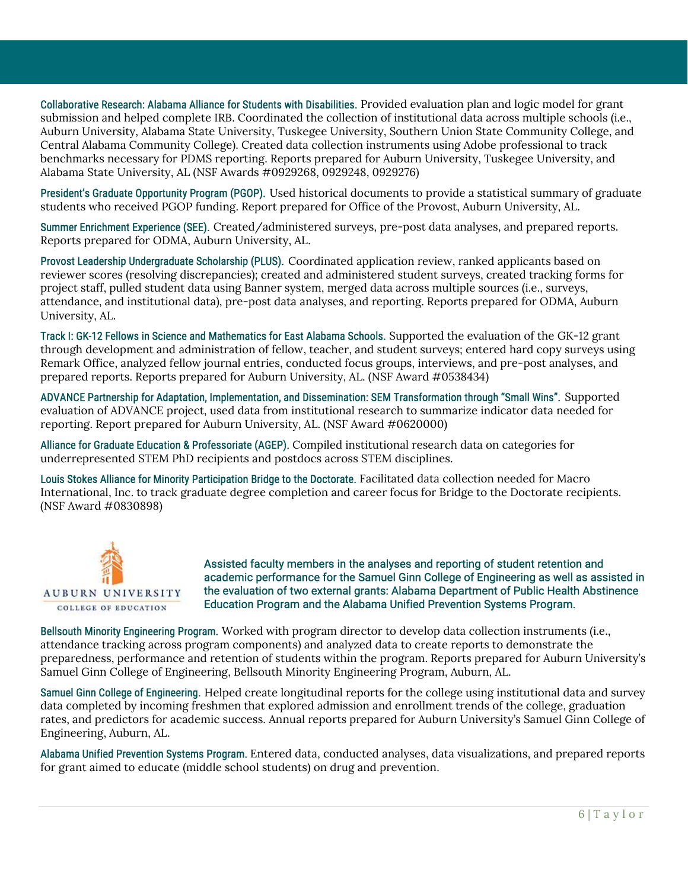**Collaborative Research: Alabama Alliance for Students with Disabilities.** Provided evaluation plan and logic model for grant submission and helped complete IRB. Coordinated the collection of institutional data across multiple schools (i.e., Auburn University, Alabama State University, Tuskegee University, Southern Union State Community College, and Central Alabama Community College). Created data collection instruments using Adobe professional to track benchmarks necessary for PDMS reporting. Reports prepared for Auburn University, Tuskegee University, and Alabama State University, AL (NSF Awards #0929268, 0929248, 0929276)

**President's Graduate Opportunity Program (PGOP).** Used historical documents to provide a statistical summary of graduate students who received PGOP funding. Report prepared for Office of the Provost, Auburn University, AL.

**Summer Enrichment Experience (SEE).** Created/administered surveys, pre-post data analyses, and prepared reports. Reports prepared for ODMA, Auburn University, AL.

**Provost Leadership Undergraduate Scholarship (PLUS).** Coordinated application review, ranked applicants based on reviewer scores (resolving discrepancies); created and administered student surveys, created tracking forms for project staff, pulled student data using Banner system, merged data across multiple sources (i.e., surveys, attendance, and institutional data), pre-post data analyses, and reporting. Reports prepared for ODMA, Auburn University, AL.

**Track I: GK-12 Fellows in Science and Mathematics for East Alabama Schools.** Supported the evaluation of the GK-12 grant through development and administration of fellow, teacher, and student surveys; entered hard copy surveys using Remark Office, analyzed fellow journal entries, conducted focus groups, interviews, and pre-post analyses, and prepared reports. Reports prepared for Auburn University, AL. (NSF Award #0538434)

**ADVANCE Partnership for Adaptation, Implementation, and Dissemination: SEM Transformation through "Small Wins".** Supported evaluation of ADVANCE project, used data from institutional research to summarize indicator data needed for reporting. Report prepared for Auburn University, AL. (NSF Award #0620000)

**Alliance for Graduate Education & Professoriate (AGEP).** Compiled institutional research data on categories for underrepresented STEM PhD recipients and postdocs across STEM disciplines.

**Louis Stokes Alliance for Minority Participation Bridge to the Doctorate.** Facilitated data collection needed for Macro International, Inc. to track graduate degree completion and career focus for Bridge to the Doctorate recipients. (NSF Award #0830898)

AUBURN UNIVERSITY
COLLEGE OF EDUCATION

Assisted faculty members in the analyses and reporting of student retention and academic performance for the Samuel Ginn College of Engineering as well as assisted in the evaluation of two external grants: Alabama Department of Public Health Abstinence Education Program and the Alabama Unified Prevention Systems Program.

**Bellsouth Minority Engineering Program.** Worked with program director to develop data collection instruments (i.e., attendance tracking across program components) and analyzed data to create reports to demonstrate the preparedness, performance and retention of students within the program. Reports prepared for Auburn University's Samuel Ginn College of Engineering, Bellsouth Minority Engineering Program, Auburn, AL.

**Samuel Ginn College of Engineering.** Helped create longitudinal reports for the college using institutional data and survey data completed by incoming freshmen that explored admission and enrollment trends of the college, graduation rates, and predictors for academic success. Annual reports prepared for Auburn University's Samuel Ginn College of Engineering, Auburn, AL.

**Alabama Unified Prevention Systems Program.** Entered data, conducted analyses, data visualizations, and prepared reports for grant aimed to educate (middle school students) on drug and prevention.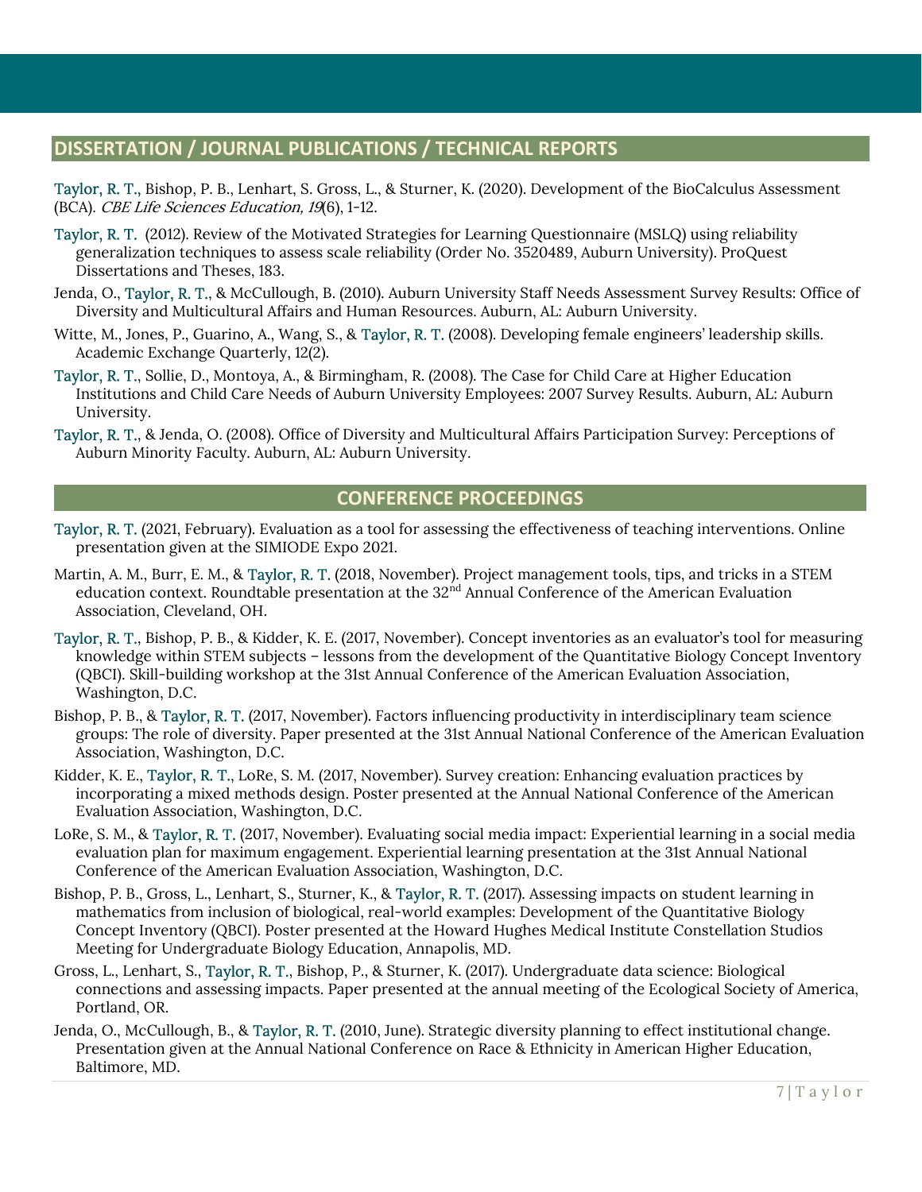## DISSERTATION / JOURNAL PUBLICATIONS / TECHNICAL REPORTS

Taylor, R. T., Bishop, P. B., Lenhart, S. Gross, L., & Sturner, K. (2020). Development of the BioCalculus Assessment (BCA). *CBE Life Sciences Education, 19*(6), 1-12.

Taylor, R. T. (2012). Review of the Motivated Strategies for Learning Questionnaire (MSLQ) using reliability generalization techniques to assess scale reliability (Order No. 3520489, Auburn University). ProQuest Dissertations and Theses, 183.

Jenda, O., Taylor, R. T., & McCullough, B. (2010). Auburn University Staff Needs Assessment Survey Results: Office of Diversity and Multicultural Affairs and Human Resources. Auburn, AL: Auburn University.

Witte, M., Jones, P., Guarino, A., Wang, S., & Taylor, R. T. (2008). Developing female engineers' leadership skills. Academic Exchange Quarterly, 12(2).

Taylor, R. T., Sollie, D., Montoya, A., & Birmingham, R. (2008). The Case for Child Care at Higher Education Institutions and Child Care Needs of Auburn University Employees: 2007 Survey Results. Auburn, AL: Auburn University.

Taylor, R. T., & Jenda, O. (2008). Office of Diversity and Multicultural Affairs Participation Survey: Perceptions of Auburn Minority Faculty. Auburn, AL: Auburn University.

## CONFERENCE PROCEEDINGS

Taylor, R. T. (2021, February). Evaluation as a tool for assessing the effectiveness of teaching interventions. Online presentation given at the SIMIODE Expo 2021.

Martin, A. M., Burr, E. M., & Taylor, R. T. (2018, November). Project management tools, tips, and tricks in a STEM education context. Roundtable presentation at the 32nd Annual Conference of the American Evaluation Association, Cleveland, OH.

Taylor, R. T., Bishop, P. B., & Kidder, K. E. (2017, November). Concept inventories as an evaluator's tool for measuring knowledge within STEM subjects – lessons from the development of the Quantitative Biology Concept Inventory (QBCI). Skill-building workshop at the 31st Annual Conference of the American Evaluation Association, Washington, D.C.

Bishop, P. B., & Taylor, R. T. (2017, November). Factors influencing productivity in interdisciplinary team science groups: The role of diversity. Paper presented at the 31st Annual National Conference of the American Evaluation Association, Washington, D.C.

Kidder, K. E., Taylor, R. T., LoRe, S. M. (2017, November). Survey creation: Enhancing evaluation practices by incorporating a mixed methods design. Poster presented at the Annual National Conference of the American Evaluation Association, Washington, D.C.

LoRe, S. M., & Taylor, R. T. (2017, November). Evaluating social media impact: Experiential learning in a social media evaluation plan for maximum engagement. Experiential learning presentation at the 31st Annual National Conference of the American Evaluation Association, Washington, D.C.

Bishop, P. B., Gross, L., Lenhart, S., Sturner, K., & Taylor, R. T. (2017). Assessing impacts on student learning in mathematics from inclusion of biological, real-world examples: Development of the Quantitative Biology Concept Inventory (QBCI). Poster presented at the Howard Hughes Medical Institute Constellation Studios Meeting for Undergraduate Biology Education, Annapolis, MD.

Gross, L., Lenhart, S., Taylor, R. T., Bishop, P., & Sturner, K. (2017). Undergraduate data science: Biological connections and assessing impacts. Paper presented at the annual meeting of the Ecological Society of America, Portland, OR.

Jenda, O., McCullough, B., & Taylor, R. T. (2010, June). Strategic diversity planning to effect institutional change. Presentation given at the Annual National Conference on Race & Ethnicity in American Higher Education, Baltimore, MD.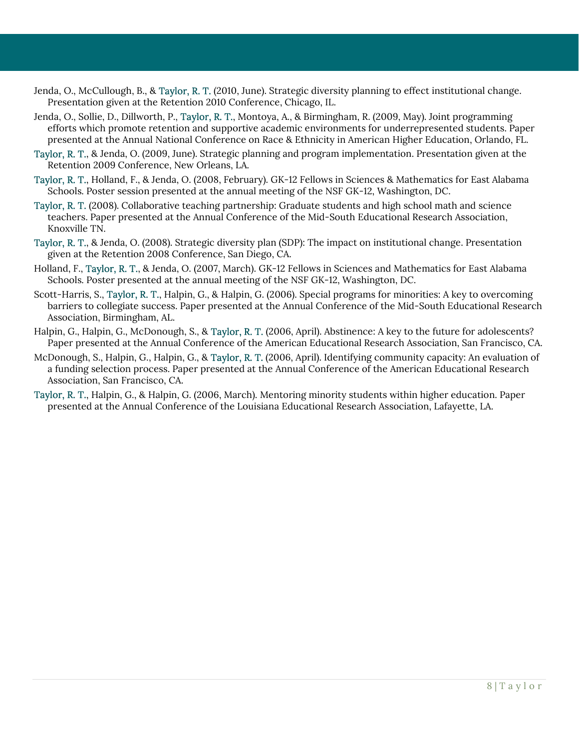Jenda, O., McCullough, B., & Taylor, R. T. (2010, June). Strategic diversity planning to effect institutional change. Presentation given at the Retention 2010 Conference, Chicago, IL.

Jenda, O., Sollie, D., Dillworth, P., Taylor, R. T., Montoya, A., & Birmingham, R. (2009, May). Joint programming efforts which promote retention and supportive academic environments for underrepresented students. Paper presented at the Annual National Conference on Race & Ethnicity in American Higher Education, Orlando, FL.

Taylor, R. T., & Jenda, O. (2009, June). Strategic planning and program implementation. Presentation given at the Retention 2009 Conference, New Orleans, LA.

Taylor, R. T., Holland, F., & Jenda, O. (2008, February). GK-12 Fellows in Sciences & Mathematics for East Alabama Schools. Poster session presented at the annual meeting of the NSF GK-12, Washington, DC.

Taylor, R. T. (2008). Collaborative teaching partnership: Graduate students and high school math and science teachers. Paper presented at the Annual Conference of the Mid-South Educational Research Association, Knoxville TN.

Taylor, R. T., & Jenda, O. (2008). Strategic diversity plan (SDP): The impact on institutional change. Presentation given at the Retention 2008 Conference, San Diego, CA.

Holland, F., Taylor, R. T., & Jenda, O. (2007, March). GK-12 Fellows in Sciences and Mathematics for East Alabama Schools. Poster presented at the annual meeting of the NSF GK-12, Washington, DC.

Scott-Harris, S., Taylor, R. T., Halpin, G., & Halpin, G. (2006). Special programs for minorities: A key to overcoming barriers to collegiate success. Paper presented at the Annual Conference of the Mid-South Educational Research Association, Birmingham, AL.

Halpin, G., Halpin, G., McDonough, S., & Taylor, R. T. (2006, April). Abstinence: A key to the future for adolescents? Paper presented at the Annual Conference of the American Educational Research Association, San Francisco, CA.

McDonough, S., Halpin, G., Halpin, G., & Taylor, R. T. (2006, April). Identifying community capacity: An evaluation of a funding selection process. Paper presented at the Annual Conference of the American Educational Research Association, San Francisco, CA.

Taylor, R. T., Halpin, G., & Halpin, G. (2006, March). Mentoring minority students within higher education. Paper presented at the Annual Conference of the Louisiana Educational Research Association, Lafayette, LA.